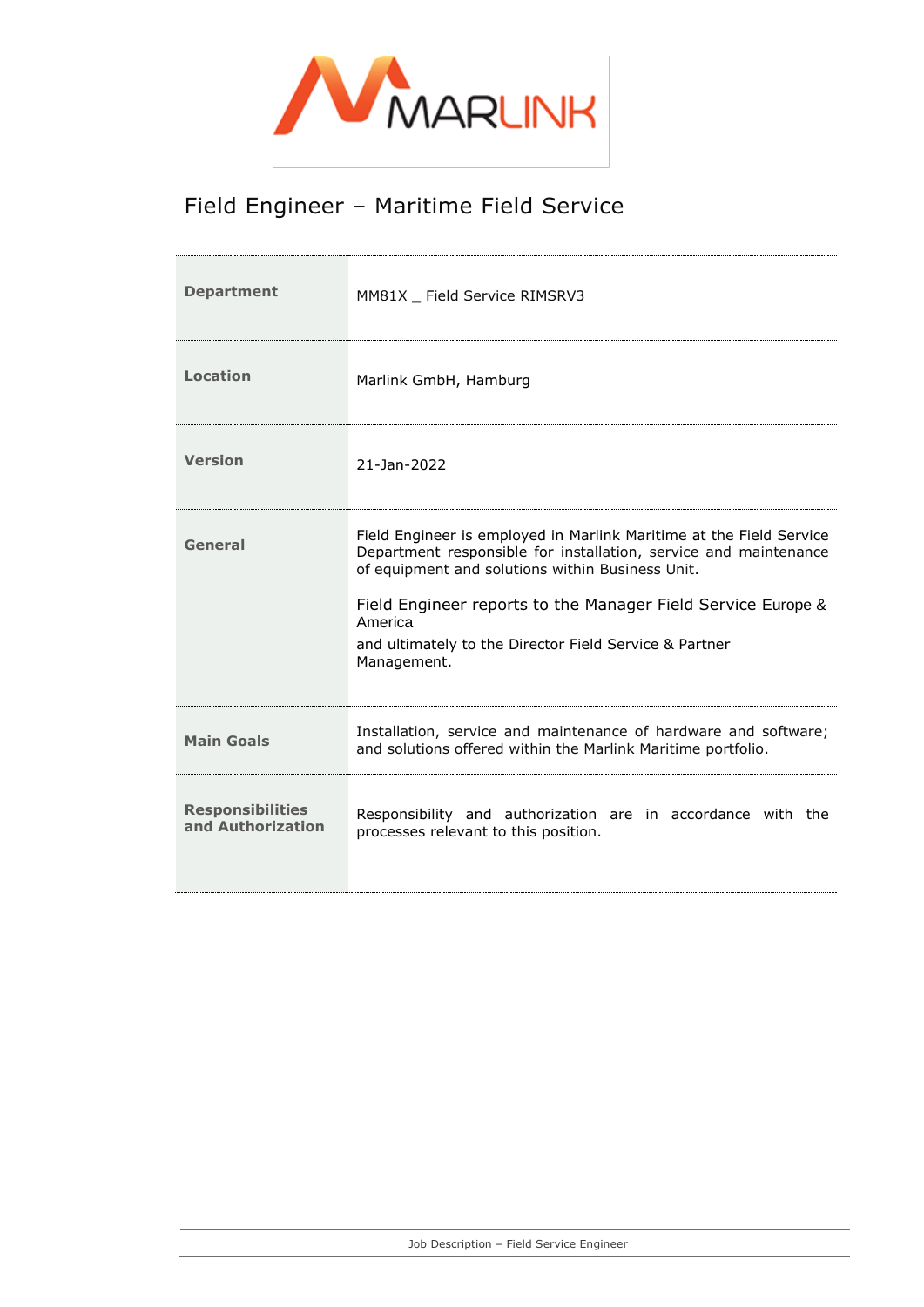# Field Engineer – Maritime Field Service

| | |
|---|---|
| **Department** | MM81X _ Field Service RIMSRV3 |
| **Location** | Marlink GmbH, Hamburg |
| **Version** | 21-Jan-2022 |
| **General** | Field Engineer is employed in Marlink Maritime at the Field Service Department responsible for installation, service and maintenance of equipment and solutions within Business Unit.<br><br>Field Engineer reports to the Manager Field Service Europe & America<br>and ultimately to the Director Field Service & Partner Management. |
| **Main Goals** | Installation, service and maintenance of hardware and software; and solutions offered within the Marlink Maritime portfolio. |
| **Responsibilities and Authorization** | Responsibility and authorization are in accordance with the processes relevant to this position. |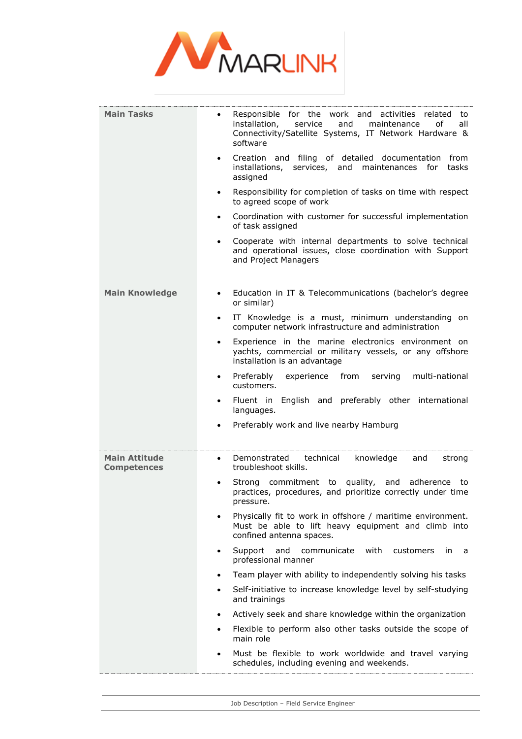| | |
|---|---|
| **Main Tasks** | • Responsible for the work and activities related to installation, service and maintenance of all Connectivity/Satellite Systems, IT Network Hardware & software<br>• Creation and filing of detailed documentation from installations, services, and maintenances for tasks assigned<br>• Responsibility for completion of tasks on time with respect to agreed scope of work<br>• Coordination with customer for successful implementation of task assigned<br>• Cooperate with internal departments to solve technical and operational issues, close coordination with Support and Project Managers |
| **Main Knowledge** | • Education in IT & Telecommunications (bachelor's degree or similar)<br>• IT Knowledge is a must, minimum understanding on computer network infrastructure and administration<br>• Experience in the marine electronics environment on yachts, commercial or military vessels, or any offshore installation is an advantage<br>• Preferably experience from serving multi-national customers.<br>• Fluent in English and preferably other international languages.<br>• Preferably work and live nearby Hamburg |
| **Main Attitude Competences** | • Demonstrated technical knowledge and strong troubleshoot skills.<br>• Strong commitment to quality, and adherence to practices, procedures, and prioritize correctly under time pressure.<br>• Physically fit to work in offshore / maritime environment. Must be able to lift heavy equipment and climb into confined antenna spaces.<br>• Support and communicate with customers in a professional manner<br>• Team player with ability to independently solving his tasks<br>• Self-initiative to increase knowledge level by self-studying and trainings<br>• Actively seek and share knowledge within the organization<br>• Flexible to perform also other tasks outside the scope of main role<br>• Must be flexible to work worldwide and travel varying schedules, including evening and weekends. |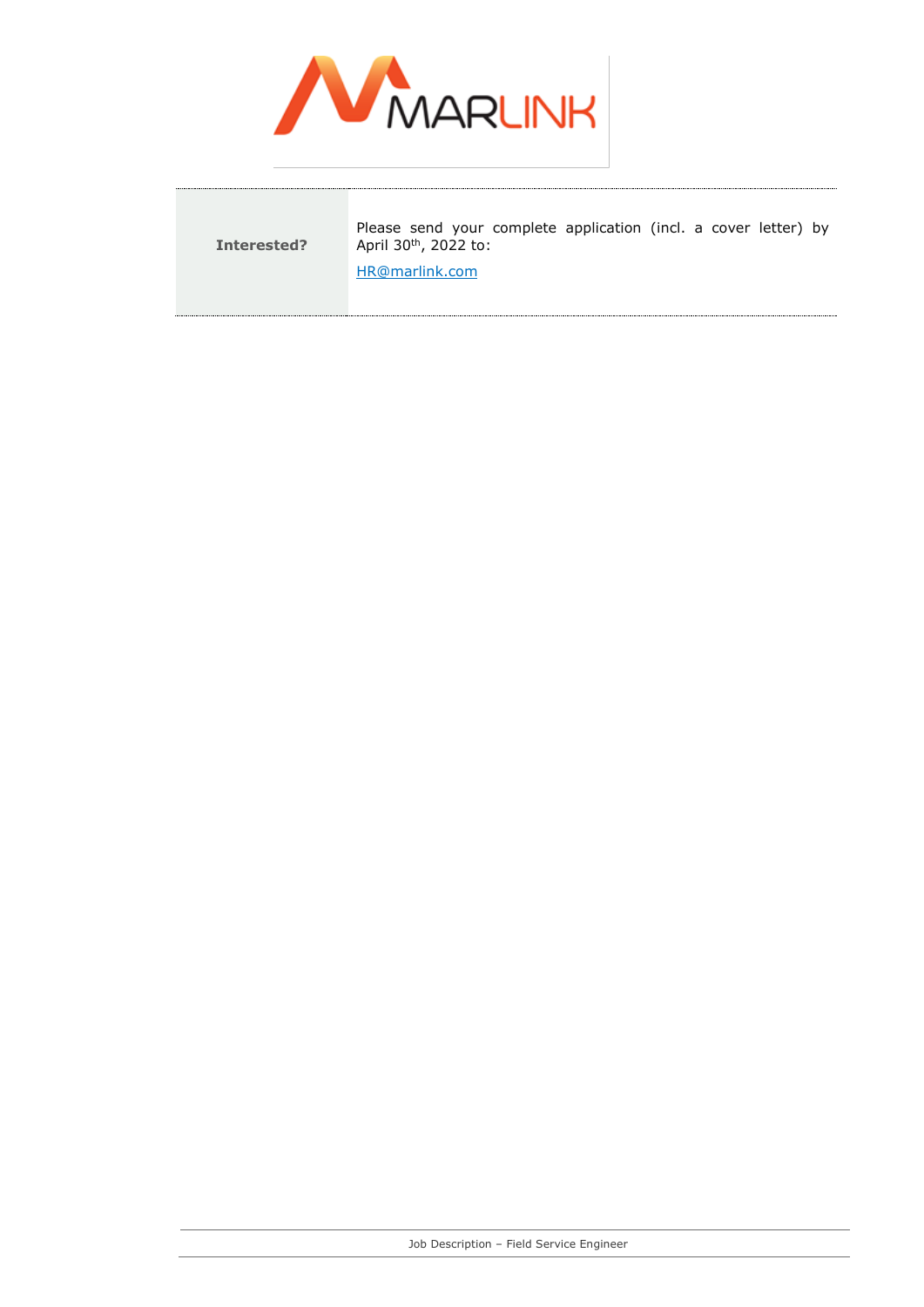| | |
|---|---|
| **Interested?** | Please send your complete application (incl. a cover letter) by April 30th, 2022 to: [HR@marlink.com](mailto:HR@marlink.com) |